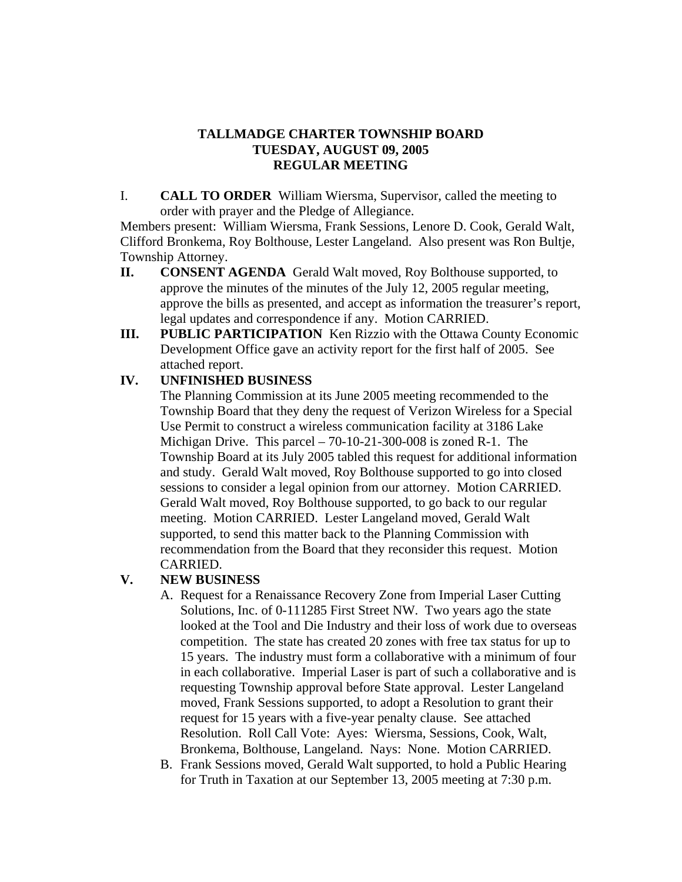# TALLMADGE CHARTER TOWNSHIP BOARD
## TUESDAY, AUGUST 09, 2005
## REGULAR MEETING

I. **CALL TO ORDER** William Wiersma, Supervisor, called the meeting to order with prayer and the Pledge of Allegiance.

Members present: William Wiersma, Frank Sessions, Lenore D. Cook, Gerald Walt, Clifford Bronkema, Roy Bolthouse, Lester Langeland. Also present was Ron Bultje, Township Attorney.

**II. CONSENT AGENDA** Gerald Walt moved, Roy Bolthouse supported, to approve the minutes of the minutes of the July 12, 2005 regular meeting, approve the bills as presented, and accept as information the treasurer's report, legal updates and correspondence if any. Motion CARRIED.

**III. PUBLIC PARTICIPATION** Ken Rizzio with the Ottawa County Economic Development Office gave an activity report for the first half of 2005. See attached report.

**IV. UNFINISHED BUSINESS**

The Planning Commission at its June 2005 meeting recommended to the Township Board that they deny the request of Verizon Wireless for a Special Use Permit to construct a wireless communication facility at 3186 Lake Michigan Drive. This parcel – 70-10-21-300-008 is zoned R-1. The Township Board at its July 2005 tabled this request for additional information and study. Gerald Walt moved, Roy Bolthouse supported to go into closed sessions to consider a legal opinion from our attorney. Motion CARRIED. Gerald Walt moved, Roy Bolthouse supported, to go back to our regular meeting. Motion CARRIED. Lester Langeland moved, Gerald Walt supported, to send this matter back to the Planning Commission with recommendation from the Board that they reconsider this request. Motion CARRIED.

**V. NEW BUSINESS**

A. Request for a Renaissance Recovery Zone from Imperial Laser Cutting Solutions, Inc. of 0-111285 First Street NW. Two years ago the state looked at the Tool and Die Industry and their loss of work due to overseas competition. The state has created 20 zones with free tax status for up to 15 years. The industry must form a collaborative with a minimum of four in each collaborative. Imperial Laser is part of such a collaborative and is requesting Township approval before State approval. Lester Langeland moved, Frank Sessions supported, to adopt a Resolution to grant their request for 15 years with a five-year penalty clause. See attached Resolution. Roll Call Vote: Ayes: Wiersma, Sessions, Cook, Walt, Bronkema, Bolthouse, Langeland. Nays: None. Motion CARRIED.

B. Frank Sessions moved, Gerald Walt supported, to hold a Public Hearing for Truth in Taxation at our September 13, 2005 meeting at 7:30 p.m.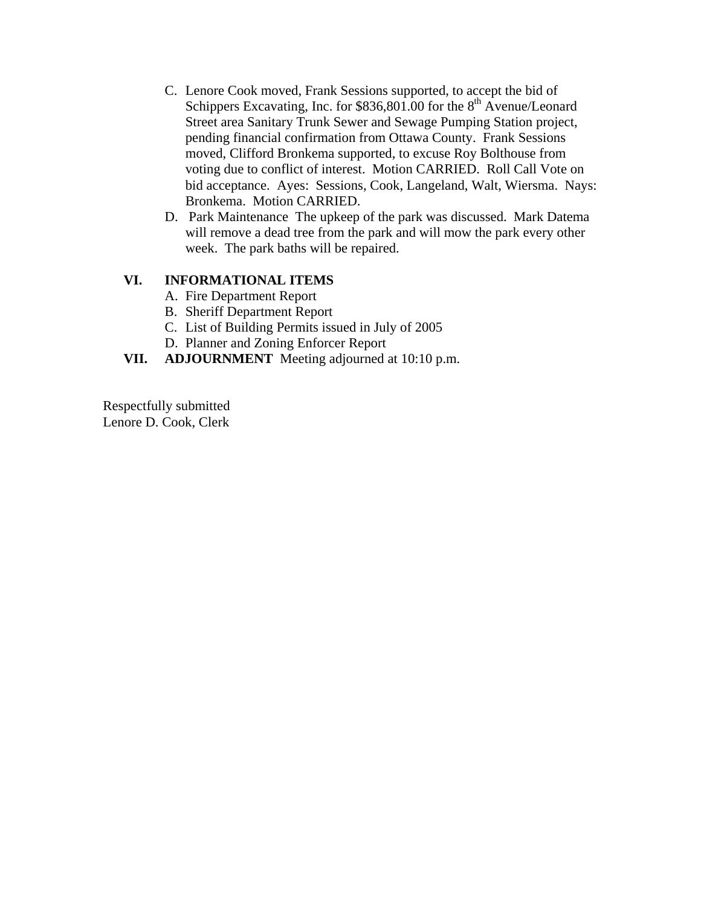C. Lenore Cook moved, Frank Sessions supported, to accept the bid of Schippers Excavating, Inc. for $836,801.00 for the 8th Avenue/Leonard Street area Sanitary Trunk Sewer and Sewage Pumping Station project, pending financial confirmation from Ottawa County. Frank Sessions moved, Clifford Bronkema supported, to excuse Roy Bolthouse from voting due to conflict of interest. Motion CARRIED. Roll Call Vote on bid acceptance. Ayes: Sessions, Cook, Langeland, Walt, Wiersma. Nays: Bronkema. Motion CARRIED.

D. Park Maintenance The upkeep of the park was discussed. Mark Datema will remove a dead tree from the park and will mow the park every other week. The park baths will be repaired.

**VI. INFORMATIONAL ITEMS**

A. Fire Department Report
B. Sheriff Department Report
C. List of Building Permits issued in July of 2005
D. Planner and Zoning Enforcer Report

**VII. ADJOURNMENT** Meeting adjourned at 10:10 p.m.

Respectfully submitted
Lenore D. Cook, Clerk